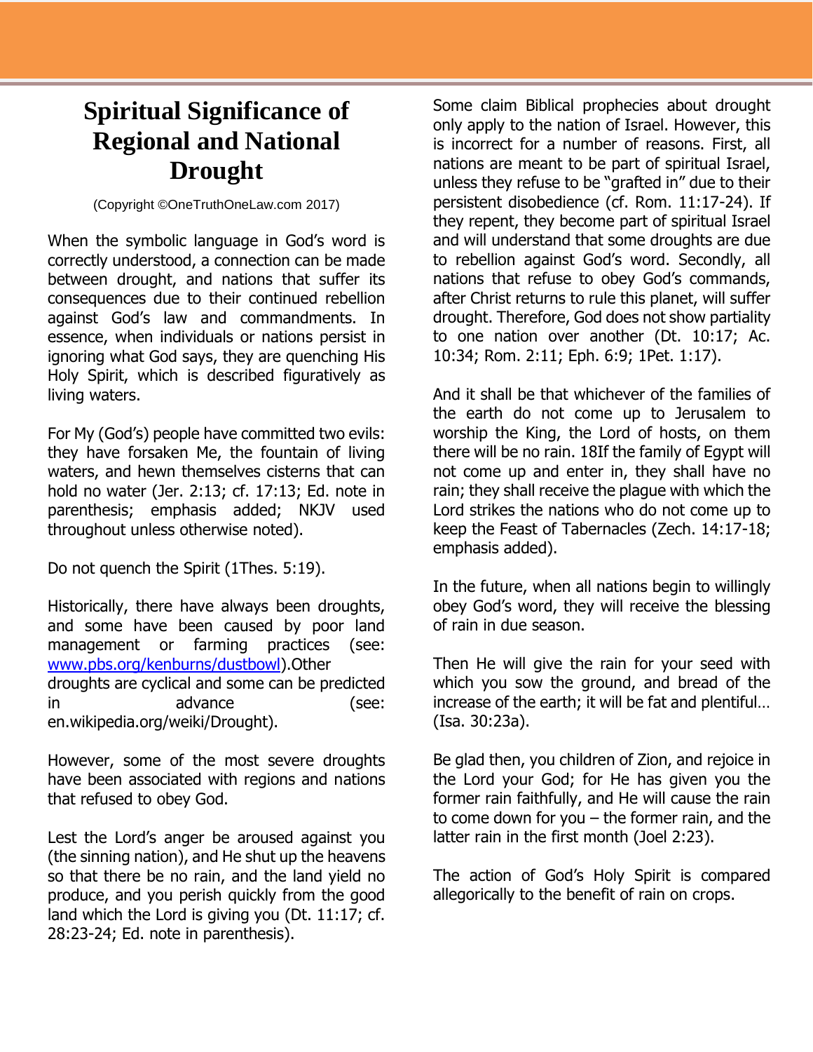# Spiritual Significance of Regional and National Drought

(Copyright ©OneTruthOneLaw.com 2017)

When the symbolic language in God's word is correctly understood, a connection can be made between drought, and nations that suffer its consequences due to their continued rebellion against God's law and commandments. In essence, when individuals or nations persist in ignoring what God says, they are quenching His Holy Spirit, which is described figuratively as living waters.

For My (God's) people have committed two evils: they have forsaken Me, the fountain of living waters, and hewn themselves cisterns that can hold no water (Jer. 2:13; cf. 17:13; Ed. note in parenthesis; emphasis added; NKJV used throughout unless otherwise noted).

Do not quench the Spirit (1Thes. 5:19).

Historically, there have always been droughts, and some have been caused by poor land management or farming practices (see: [www.pbs.org/kenburns/dustbowl](http://www.pbs.org/kenburns/dustbowl)).Other droughts are cyclical and some can be predicted in advance (see: en.wikipedia.org/weiki/Drought).

However, some of the most severe droughts have been associated with regions and nations that refused to obey God.

Lest the Lord's anger be aroused against you (the sinning nation), and He shut up the heavens so that there be no rain, and the land yield no produce, and you perish quickly from the good land which the Lord is giving you (Dt. 11:17; cf. 28:23-24; Ed. note in parenthesis).

Some claim Biblical prophecies about drought only apply to the nation of Israel. However, this is incorrect for a number of reasons. First, all nations are meant to be part of spiritual Israel, unless they refuse to be "grafted in" due to their persistent disobedience (cf. Rom. 11:17-24). If they repent, they become part of spiritual Israel and will understand that some droughts are due to rebellion against God's word. Secondly, all nations that refuse to obey God's commands, after Christ returns to rule this planet, will suffer drought. Therefore, God does not show partiality to one nation over another (Dt. 10:17; Ac. 10:34; Rom. 2:11; Eph. 6:9; 1Pet. 1:17).

And it shall be that whichever of the families of the earth do not come up to Jerusalem to worship the King, the Lord of hosts, on them there will be no rain. 18If the family of Egypt will not come up and enter in, they shall have no rain; they shall receive the plague with which the Lord strikes the nations who do not come up to keep the Feast of Tabernacles (Zech. 14:17-18; emphasis added).

In the future, when all nations begin to willingly obey God's word, they will receive the blessing of rain in due season.

Then He will give the rain for your seed with which you sow the ground, and bread of the increase of the earth; it will be fat and plentiful… (Isa. 30:23a).

Be glad then, you children of Zion, and rejoice in the Lord your God; for He has given you the former rain faithfully, and He will cause the rain to come down for you – the former rain, and the latter rain in the first month (Joel 2:23).

The action of God's Holy Spirit is compared allegorically to the benefit of rain on crops.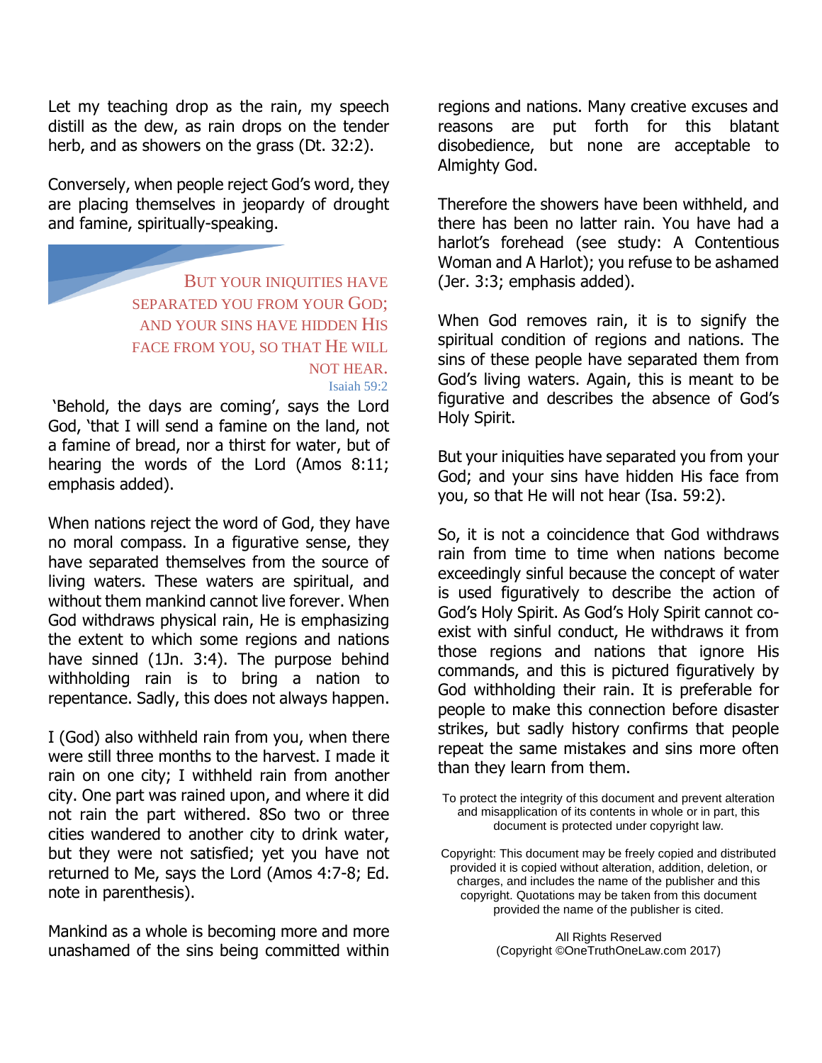Let my teaching drop as the rain, my speech distill as the dew, as rain drops on the tender herb, and as showers on the grass (Dt. 32:2).

Conversely, when people reject God's word, they are placing themselves in jeopardy of drought and famine, spiritually-speaking.

> BUT YOUR INIQUITIES HAVE SEPARATED YOU FROM YOUR GOD; AND YOUR SINS HAVE HIDDEN HIS FACE FROM YOU, SO THAT HE WILL NOT HEAR.
> Isaiah 59:2

'Behold, the days are coming', says the Lord God, 'that I will send a famine on the land, not a famine of bread, nor a thirst for water, but of hearing the words of the Lord (Amos 8:11; emphasis added).

When nations reject the word of God, they have no moral compass. In a figurative sense, they have separated themselves from the source of living waters. These waters are spiritual, and without them mankind cannot live forever. When God withdraws physical rain, He is emphasizing the extent to which some regions and nations have sinned (1Jn. 3:4). The purpose behind withholding rain is to bring a nation to repentance. Sadly, this does not always happen.

I (God) also withheld rain from you, when there were still three months to the harvest. I made it rain on one city; I withheld rain from another city. One part was rained upon, and where it did not rain the part withered. 8So two or three cities wandered to another city to drink water, but they were not satisfied; yet you have not returned to Me, says the Lord (Amos 4:7-8; Ed. note in parenthesis).

Mankind as a whole is becoming more and more unashamed of the sins being committed within regions and nations. Many creative excuses and reasons are put forth for this blatant disobedience, but none are acceptable to Almighty God.

Therefore the showers have been withheld, and there has been no latter rain. You have had a harlot's forehead (see study: A Contentious Woman and A Harlot); you refuse to be ashamed (Jer. 3:3; emphasis added).

When God removes rain, it is to signify the spiritual condition of regions and nations. The sins of these people have separated them from God's living waters. Again, this is meant to be figurative and describes the absence of God's Holy Spirit.

But your iniquities have separated you from your God; and your sins have hidden His face from you, so that He will not hear (Isa. 59:2).

So, it is not a coincidence that God withdraws rain from time to time when nations become exceedingly sinful because the concept of water is used figuratively to describe the action of God's Holy Spirit. As God's Holy Spirit cannot co-exist with sinful conduct, He withdraws it from those regions and nations that ignore His commands, and this is pictured figuratively by God withholding their rain. It is preferable for people to make this connection before disaster strikes, but sadly history confirms that people repeat the same mistakes and sins more often than they learn from them.

To protect the integrity of this document and prevent alteration and misapplication of its contents in whole or in part, this document is protected under copyright law.

Copyright: This document may be freely copied and distributed provided it is copied without alteration, addition, deletion, or charges, and includes the name of the publisher and this copyright. Quotations may be taken from this document provided the name of the publisher is cited.

All Rights Reserved
(Copyright ©OneTruthOneLaw.com 2017)